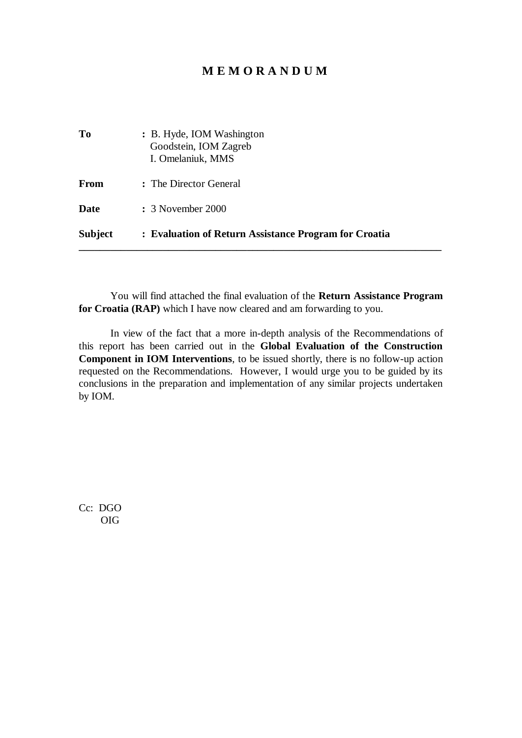# M E M O R A N D U M

**To** : B. Hyde, IOM Washington
Goodstein, IOM Zagreb
I. Omelaniuk, MMS

**From** : The Director General

**Date** : 3 November 2000

**Subject** : **Evaluation of Return Assistance Program for Croatia**

---

You will find attached the final evaluation of the **Return Assistance Program for Croatia (RAP)** which I have now cleared and am forwarding to you.

In view of the fact that a more in-depth analysis of the Recommendations of this report has been carried out in the **Global Evaluation of the Construction Component in IOM Interventions**, to be issued shortly, there is no follow-up action requested on the Recommendations. However, I would urge you to be guided by its conclusions in the preparation and implementation of any similar projects undertaken by IOM.

Cc: DGO
OIG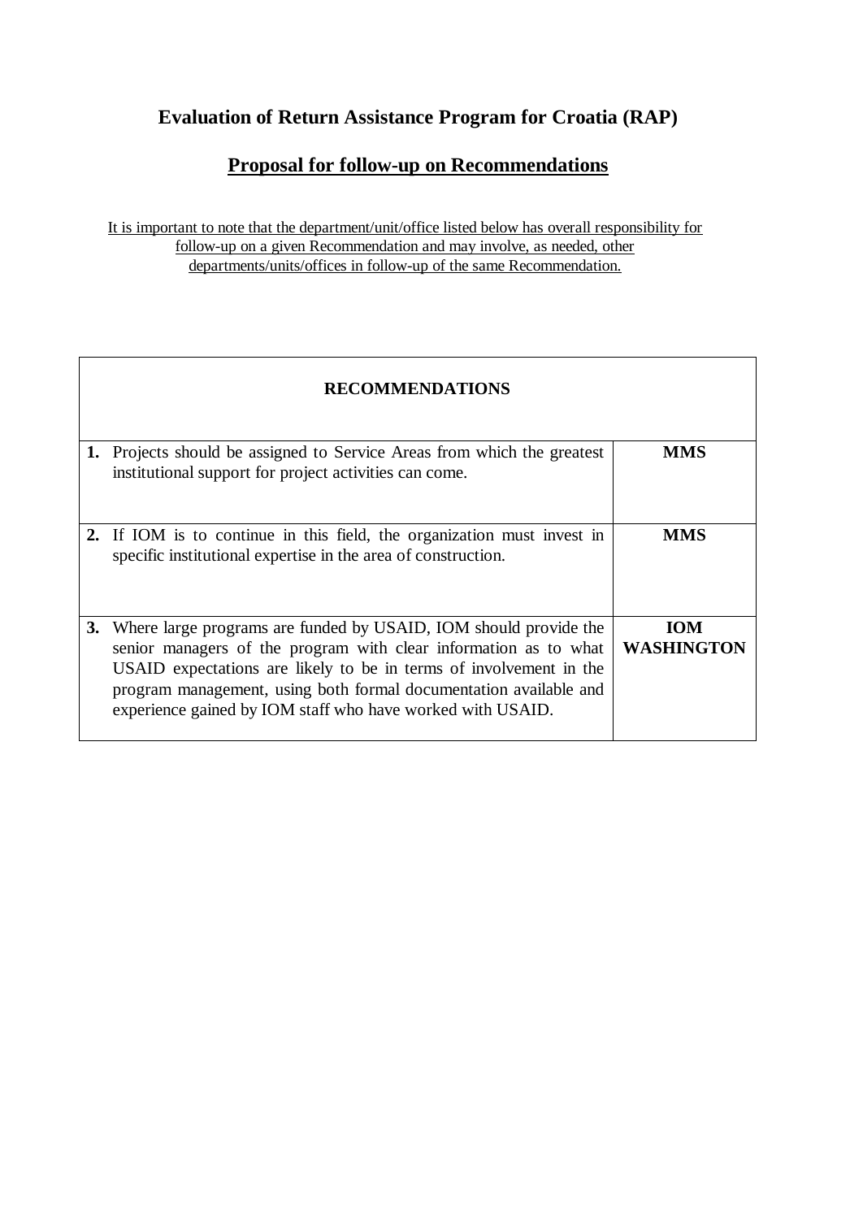## Evaluation of Return Assistance Program for Croatia (RAP)

## Proposal for follow-up on Recommendations

It is important to note that the department/unit/office listed below has overall responsibility for follow-up on a given Recommendation and may involve, as needed, other departments/units/offices in follow-up of the same Recommendation.

| RECOMMENDATIONS | |
|---|---|
| **1.** Projects should be assigned to Service Areas from which the greatest institutional support for project activities can come. | **MMS** |
| **2.** If IOM is to continue in this field, the organization must invest in specific institutional expertise in the area of construction. | **MMS** |
| **3.** Where large programs are funded by USAID, IOM should provide the senior managers of the program with clear information as to what USAID expectations are likely to be in terms of involvement in the program management, using both formal documentation available and experience gained by IOM staff who have worked with USAID. | **IOM WASHINGTON** |